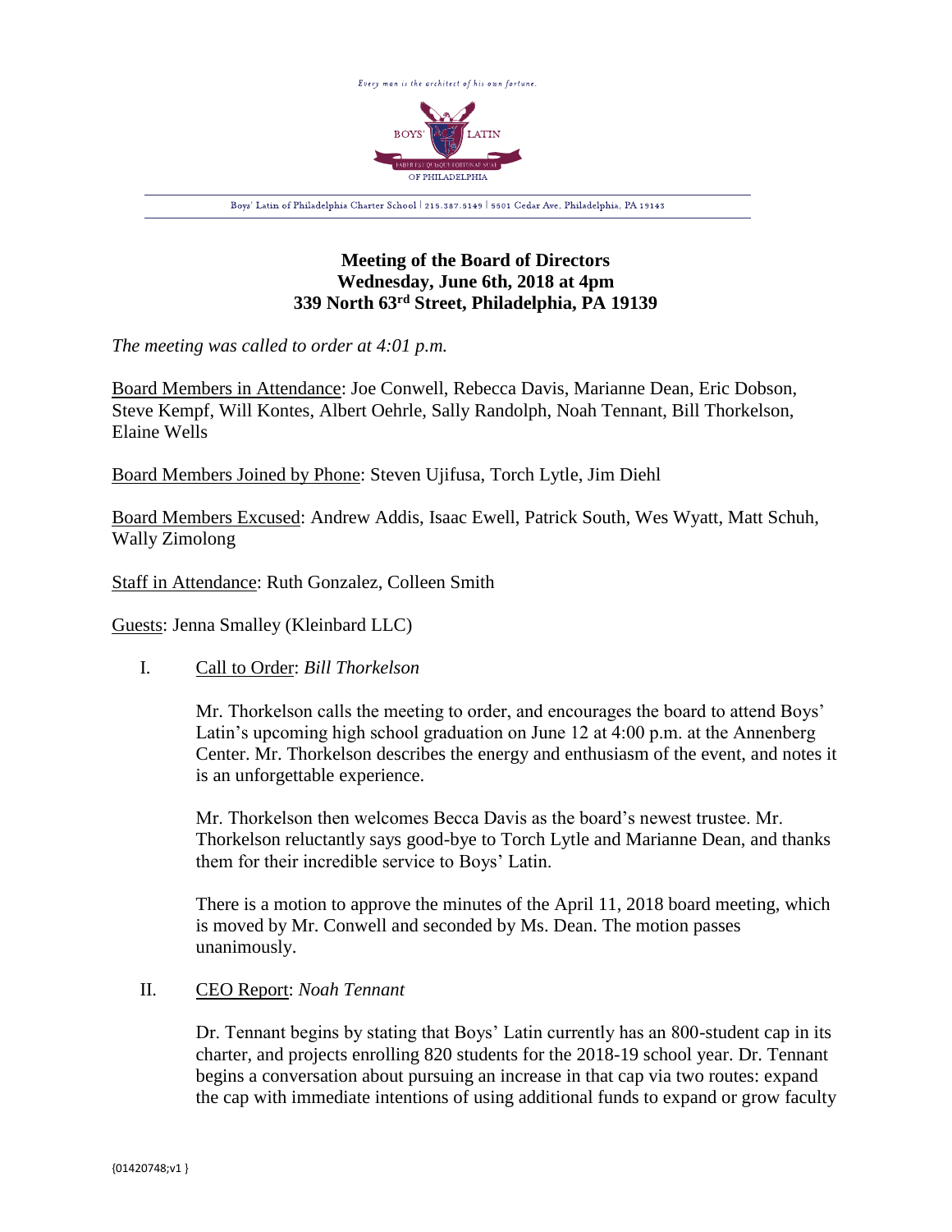Every man is the architect of his own fortune.

BOYS' LATIN OF PHILADELPHIA

Boys' Latin of Philadelphia Charter School | 215.387.5149 | 5501 Cedar Ave, Philadelphia, PA 19143

**Meeting of the Board of Directors**
**Wednesday, June 6th, 2018 at 4pm**
**339 North 63rd Street, Philadelphia, PA 19139**

*The meeting was called to order at 4:01 p.m.*

Board Members in Attendance: Joe Conwell, Rebecca Davis, Marianne Dean, Eric Dobson, Steve Kempf, Will Kontes, Albert Oehrle, Sally Randolph, Noah Tennant, Bill Thorkelson, Elaine Wells

Board Members Joined by Phone: Steven Ujifusa, Torch Lytle, Jim Diehl

Board Members Excused: Andrew Addis, Isaac Ewell, Patrick South, Wes Wyatt, Matt Schuh, Wally Zimolong

Staff in Attendance: Ruth Gonzalez, Colleen Smith

Guests: Jenna Smalley (Kleinbard LLC)

I. Call to Order: *Bill Thorkelson*

Mr. Thorkelson calls the meeting to order, and encourages the board to attend Boys' Latin's upcoming high school graduation on June 12 at 4:00 p.m. at the Annenberg Center. Mr. Thorkelson describes the energy and enthusiasm of the event, and notes it is an unforgettable experience.

Mr. Thorkelson then welcomes Becca Davis as the board's newest trustee. Mr. Thorkelson reluctantly says good-bye to Torch Lytle and Marianne Dean, and thanks them for their incredible service to Boys' Latin.

There is a motion to approve the minutes of the April 11, 2018 board meeting, which is moved by Mr. Conwell and seconded by Ms. Dean. The motion passes unanimously.

II. CEO Report: *Noah Tennant*

Dr. Tennant begins by stating that Boys' Latin currently has an 800-student cap in its charter, and projects enrolling 820 students for the 2018-19 school year. Dr. Tennant begins a conversation about pursuing an increase in that cap via two routes: expand the cap with immediate intentions of using additional funds to expand or grow faculty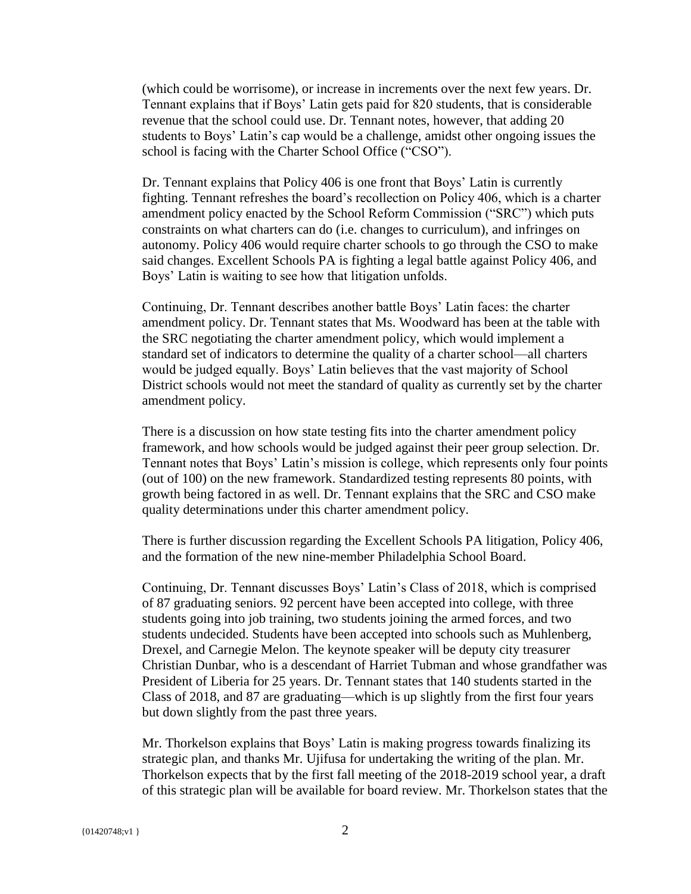(which could be worrisome), or increase in increments over the next few years. Dr. Tennant explains that if Boys' Latin gets paid for 820 students, that is considerable revenue that the school could use. Dr. Tennant notes, however, that adding 20 students to Boys' Latin's cap would be a challenge, amidst other ongoing issues the school is facing with the Charter School Office ("CSO").

Dr. Tennant explains that Policy 406 is one front that Boys' Latin is currently fighting. Tennant refreshes the board's recollection on Policy 406, which is a charter amendment policy enacted by the School Reform Commission ("SRC") which puts constraints on what charters can do (i.e. changes to curriculum), and infringes on autonomy. Policy 406 would require charter schools to go through the CSO to make said changes. Excellent Schools PA is fighting a legal battle against Policy 406, and Boys' Latin is waiting to see how that litigation unfolds.

Continuing, Dr. Tennant describes another battle Boys' Latin faces: the charter amendment policy. Dr. Tennant states that Ms. Woodward has been at the table with the SRC negotiating the charter amendment policy, which would implement a standard set of indicators to determine the quality of a charter school—all charters would be judged equally. Boys' Latin believes that the vast majority of School District schools would not meet the standard of quality as currently set by the charter amendment policy.

There is a discussion on how state testing fits into the charter amendment policy framework, and how schools would be judged against their peer group selection. Dr. Tennant notes that Boys' Latin's mission is college, which represents only four points (out of 100) on the new framework. Standardized testing represents 80 points, with growth being factored in as well. Dr. Tennant explains that the SRC and CSO make quality determinations under this charter amendment policy.

There is further discussion regarding the Excellent Schools PA litigation, Policy 406, and the formation of the new nine-member Philadelphia School Board.

Continuing, Dr. Tennant discusses Boys' Latin's Class of 2018, which is comprised of 87 graduating seniors. 92 percent have been accepted into college, with three students going into job training, two students joining the armed forces, and two students undecided. Students have been accepted into schools such as Muhlenberg, Drexel, and Carnegie Melon. The keynote speaker will be deputy city treasurer Christian Dunbar, who is a descendant of Harriet Tubman and whose grandfather was President of Liberia for 25 years. Dr. Tennant states that 140 students started in the Class of 2018, and 87 are graduating—which is up slightly from the first four years but down slightly from the past three years.

Mr. Thorkelson explains that Boys' Latin is making progress towards finalizing its strategic plan, and thanks Mr. Ujifusa for undertaking the writing of the plan. Mr. Thorkelson expects that by the first fall meeting of the 2018-2019 school year, a draft of this strategic plan will be available for board review. Mr. Thorkelson states that the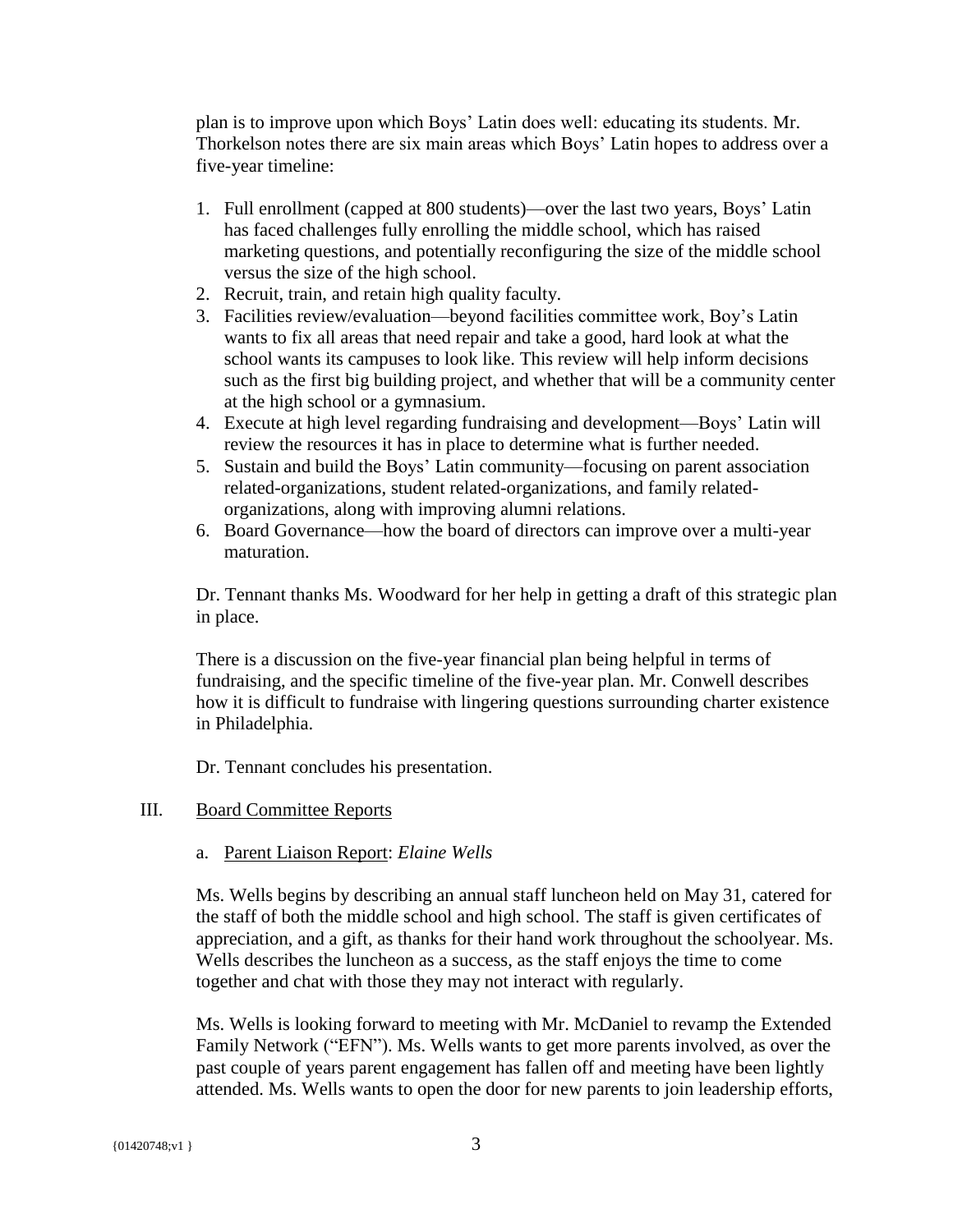plan is to improve upon which Boys' Latin does well: educating its students. Mr. Thorkelson notes there are six main areas which Boys' Latin hopes to address over a five-year timeline:

1. Full enrollment (capped at 800 students)—over the last two years, Boys' Latin has faced challenges fully enrolling the middle school, which has raised marketing questions, and potentially reconfiguring the size of the middle school versus the size of the high school.
2. Recruit, train, and retain high quality faculty.
3. Facilities review/evaluation—beyond facilities committee work, Boy's Latin wants to fix all areas that need repair and take a good, hard look at what the school wants its campuses to look like. This review will help inform decisions such as the first big building project, and whether that will be a community center at the high school or a gymnasium.
4. Execute at high level regarding fundraising and development—Boys' Latin will review the resources it has in place to determine what is further needed.
5. Sustain and build the Boys' Latin community—focusing on parent association related-organizations, student related-organizations, and family related-organizations, along with improving alumni relations.
6. Board Governance—how the board of directors can improve over a multi-year maturation.

Dr. Tennant thanks Ms. Woodward for her help in getting a draft of this strategic plan in place.

There is a discussion on the five-year financial plan being helpful in terms of fundraising, and the specific timeline of the five-year plan. Mr. Conwell describes how it is difficult to fundraise with lingering questions surrounding charter existence in Philadelphia.

Dr. Tennant concludes his presentation.

III. Board Committee Reports

a. Parent Liaison Report: *Elaine Wells*

Ms. Wells begins by describing an annual staff luncheon held on May 31, catered for the staff of both the middle school and high school. The staff is given certificates of appreciation, and a gift, as thanks for their hand work throughout the schoolyear. Ms. Wells describes the luncheon as a success, as the staff enjoys the time to come together and chat with those they may not interact with regularly.

Ms. Wells is looking forward to meeting with Mr. McDaniel to revamp the Extended Family Network ("EFN"). Ms. Wells wants to get more parents involved, as over the past couple of years parent engagement has fallen off and meeting have been lightly attended. Ms. Wells wants to open the door for new parents to join leadership efforts,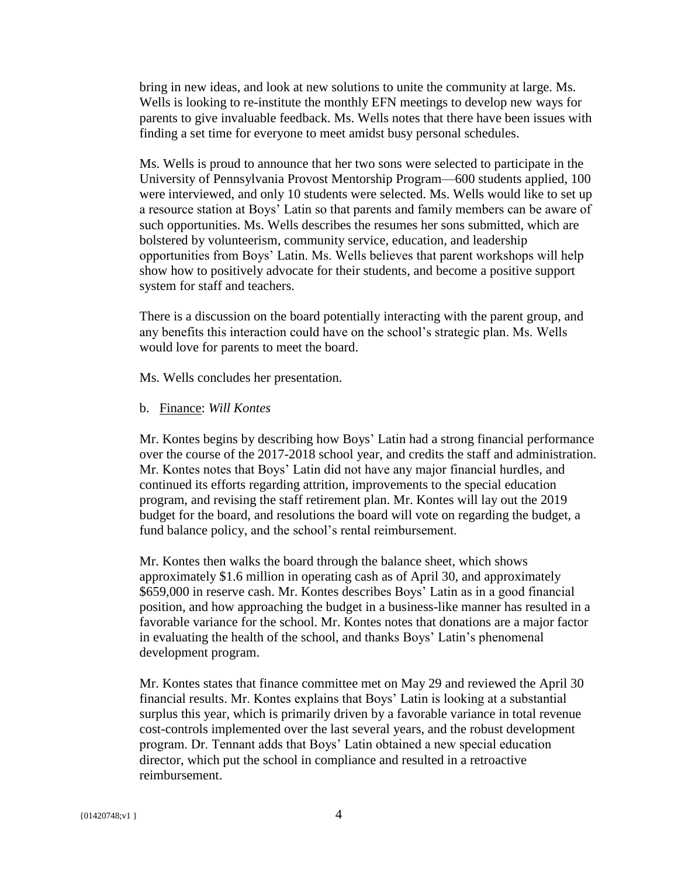bring in new ideas, and look at new solutions to unite the community at large. Ms. Wells is looking to re-institute the monthly EFN meetings to develop new ways for parents to give invaluable feedback. Ms. Wells notes that there have been issues with finding a set time for everyone to meet amidst busy personal schedules.

Ms. Wells is proud to announce that her two sons were selected to participate in the University of Pennsylvania Provost Mentorship Program—600 students applied, 100 were interviewed, and only 10 students were selected. Ms. Wells would like to set up a resource station at Boys' Latin so that parents and family members can be aware of such opportunities. Ms. Wells describes the resumes her sons submitted, which are bolstered by volunteerism, community service, education, and leadership opportunities from Boys' Latin. Ms. Wells believes that parent workshops will help show how to positively advocate for their students, and become a positive support system for staff and teachers.

There is a discussion on the board potentially interacting with the parent group, and any benefits this interaction could have on the school's strategic plan. Ms. Wells would love for parents to meet the board.

Ms. Wells concludes her presentation.

b. Finance: *Will Kontes*

Mr. Kontes begins by describing how Boys' Latin had a strong financial performance over the course of the 2017-2018 school year, and credits the staff and administration. Mr. Kontes notes that Boys' Latin did not have any major financial hurdles, and continued its efforts regarding attrition, improvements to the special education program, and revising the staff retirement plan. Mr. Kontes will lay out the 2019 budget for the board, and resolutions the board will vote on regarding the budget, a fund balance policy, and the school's rental reimbursement.

Mr. Kontes then walks the board through the balance sheet, which shows approximately $1.6 million in operating cash as of April 30, and approximately $659,000 in reserve cash. Mr. Kontes describes Boys' Latin as in a good financial position, and how approaching the budget in a business-like manner has resulted in a favorable variance for the school. Mr. Kontes notes that donations are a major factor in evaluating the health of the school, and thanks Boys' Latin's phenomenal development program.

Mr. Kontes states that finance committee met on May 29 and reviewed the April 30 financial results. Mr. Kontes explains that Boys' Latin is looking at a substantial surplus this year, which is primarily driven by a favorable variance in total revenue cost-controls implemented over the last several years, and the robust development program. Dr. Tennant adds that Boys' Latin obtained a new special education director, which put the school in compliance and resulted in a retroactive reimbursement.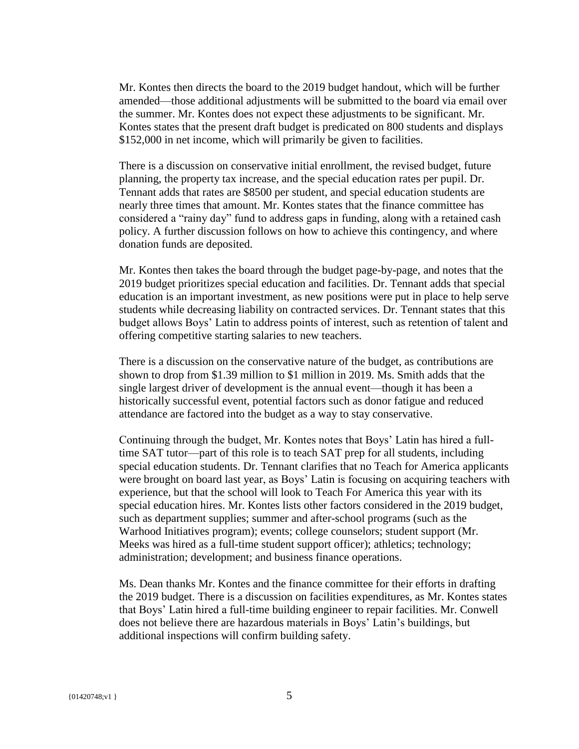Mr. Kontes then directs the board to the 2019 budget handout, which will be further amended—those additional adjustments will be submitted to the board via email over the summer. Mr. Kontes does not expect these adjustments to be significant. Mr. Kontes states that the present draft budget is predicated on 800 students and displays $152,000 in net income, which will primarily be given to facilities.

There is a discussion on conservative initial enrollment, the revised budget, future planning, the property tax increase, and the special education rates per pupil. Dr. Tennant adds that rates are $8500 per student, and special education students are nearly three times that amount. Mr. Kontes states that the finance committee has considered a "rainy day" fund to address gaps in funding, along with a retained cash policy. A further discussion follows on how to achieve this contingency, and where donation funds are deposited.

Mr. Kontes then takes the board through the budget page-by-page, and notes that the 2019 budget prioritizes special education and facilities. Dr. Tennant adds that special education is an important investment, as new positions were put in place to help serve students while decreasing liability on contracted services. Dr. Tennant states that this budget allows Boys' Latin to address points of interest, such as retention of talent and offering competitive starting salaries to new teachers.

There is a discussion on the conservative nature of the budget, as contributions are shown to drop from $1.39 million to $1 million in 2019. Ms. Smith adds that the single largest driver of development is the annual event—though it has been a historically successful event, potential factors such as donor fatigue and reduced attendance are factored into the budget as a way to stay conservative.

Continuing through the budget, Mr. Kontes notes that Boys' Latin has hired a full-time SAT tutor—part of this role is to teach SAT prep for all students, including special education students. Dr. Tennant clarifies that no Teach for America applicants were brought on board last year, as Boys' Latin is focusing on acquiring teachers with experience, but that the school will look to Teach For America this year with its special education hires. Mr. Kontes lists other factors considered in the 2019 budget, such as department supplies; summer and after-school programs (such as the Warhood Initiatives program); events; college counselors; student support (Mr. Meeks was hired as a full-time student support officer); athletics; technology; administration; development; and business finance operations.

Ms. Dean thanks Mr. Kontes and the finance committee for their efforts in drafting the 2019 budget. There is a discussion on facilities expenditures, as Mr. Kontes states that Boys' Latin hired a full-time building engineer to repair facilities. Mr. Conwell does not believe there are hazardous materials in Boys' Latin's buildings, but additional inspections will confirm building safety.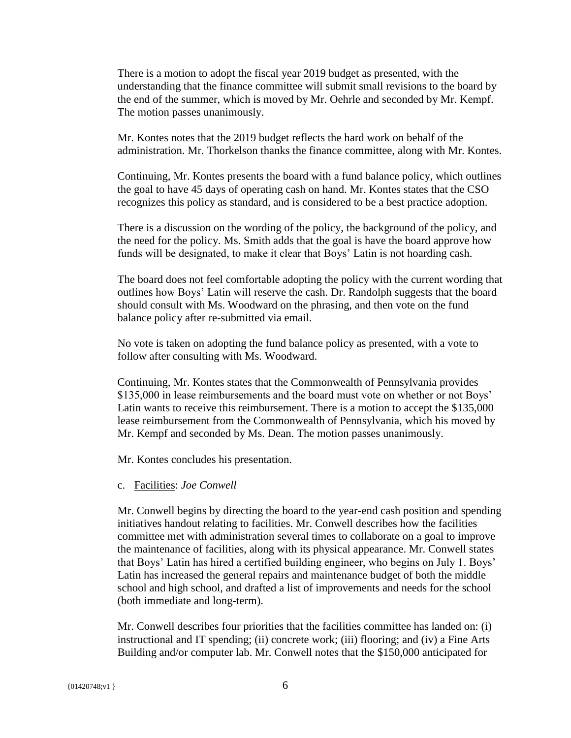There is a motion to adopt the fiscal year 2019 budget as presented, with the understanding that the finance committee will submit small revisions to the board by the end of the summer, which is moved by Mr. Oehrle and seconded by Mr. Kempf. The motion passes unanimously.

Mr. Kontes notes that the 2019 budget reflects the hard work on behalf of the administration. Mr. Thorkelson thanks the finance committee, along with Mr. Kontes.

Continuing, Mr. Kontes presents the board with a fund balance policy, which outlines the goal to have 45 days of operating cash on hand. Mr. Kontes states that the CSO recognizes this policy as standard, and is considered to be a best practice adoption.

There is a discussion on the wording of the policy, the background of the policy, and the need for the policy. Ms. Smith adds that the goal is have the board approve how funds will be designated, to make it clear that Boys' Latin is not hoarding cash.

The board does not feel comfortable adopting the policy with the current wording that outlines how Boys' Latin will reserve the cash. Dr. Randolph suggests that the board should consult with Ms. Woodward on the phrasing, and then vote on the fund balance policy after re-submitted via email.

No vote is taken on adopting the fund balance policy as presented, with a vote to follow after consulting with Ms. Woodward.

Continuing, Mr. Kontes states that the Commonwealth of Pennsylvania provides $135,000 in lease reimbursements and the board must vote on whether or not Boys' Latin wants to receive this reimbursement. There is a motion to accept the $135,000 lease reimbursement from the Commonwealth of Pennsylvania, which his moved by Mr. Kempf and seconded by Ms. Dean. The motion passes unanimously.

Mr. Kontes concludes his presentation.

c. Facilities: *Joe Conwell*

Mr. Conwell begins by directing the board to the year-end cash position and spending initiatives handout relating to facilities. Mr. Conwell describes how the facilities committee met with administration several times to collaborate on a goal to improve the maintenance of facilities, along with its physical appearance. Mr. Conwell states that Boys' Latin has hired a certified building engineer, who begins on July 1. Boys' Latin has increased the general repairs and maintenance budget of both the middle school and high school, and drafted a list of improvements and needs for the school (both immediate and long-term).

Mr. Conwell describes four priorities that the facilities committee has landed on: (i) instructional and IT spending; (ii) concrete work; (iii) flooring; and (iv) a Fine Arts Building and/or computer lab. Mr. Conwell notes that the $150,000 anticipated for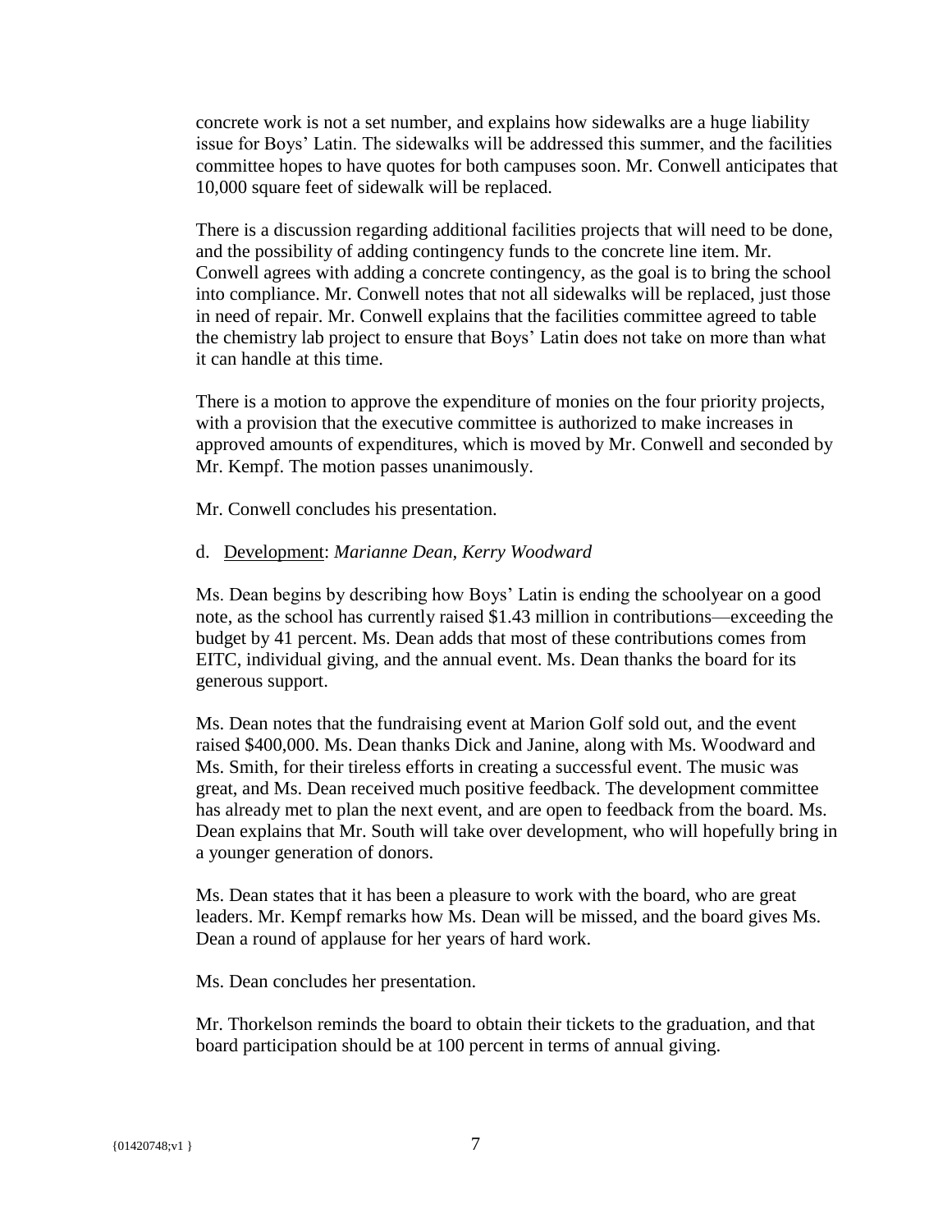concrete work is not a set number, and explains how sidewalks are a huge liability issue for Boys' Latin. The sidewalks will be addressed this summer, and the facilities committee hopes to have quotes for both campuses soon. Mr. Conwell anticipates that 10,000 square feet of sidewalk will be replaced.

There is a discussion regarding additional facilities projects that will need to be done, and the possibility of adding contingency funds to the concrete line item. Mr. Conwell agrees with adding a concrete contingency, as the goal is to bring the school into compliance. Mr. Conwell notes that not all sidewalks will be replaced, just those in need of repair. Mr. Conwell explains that the facilities committee agreed to table the chemistry lab project to ensure that Boys' Latin does not take on more than what it can handle at this time.

There is a motion to approve the expenditure of monies on the four priority projects, with a provision that the executive committee is authorized to make increases in approved amounts of expenditures, which is moved by Mr. Conwell and seconded by Mr. Kempf. The motion passes unanimously.

Mr. Conwell concludes his presentation.

d. Development: *Marianne Dean, Kerry Woodward*

Ms. Dean begins by describing how Boys' Latin is ending the schoolyear on a good note, as the school has currently raised $1.43 million in contributions—exceeding the budget by 41 percent. Ms. Dean adds that most of these contributions comes from EITC, individual giving, and the annual event. Ms. Dean thanks the board for its generous support.

Ms. Dean notes that the fundraising event at Marion Golf sold out, and the event raised $400,000. Ms. Dean thanks Dick and Janine, along with Ms. Woodward and Ms. Smith, for their tireless efforts in creating a successful event. The music was great, and Ms. Dean received much positive feedback. The development committee has already met to plan the next event, and are open to feedback from the board. Ms. Dean explains that Mr. South will take over development, who will hopefully bring in a younger generation of donors.

Ms. Dean states that it has been a pleasure to work with the board, who are great leaders. Mr. Kempf remarks how Ms. Dean will be missed, and the board gives Ms. Dean a round of applause for her years of hard work.

Ms. Dean concludes her presentation.

Mr. Thorkelson reminds the board to obtain their tickets to the graduation, and that board participation should be at 100 percent in terms of annual giving.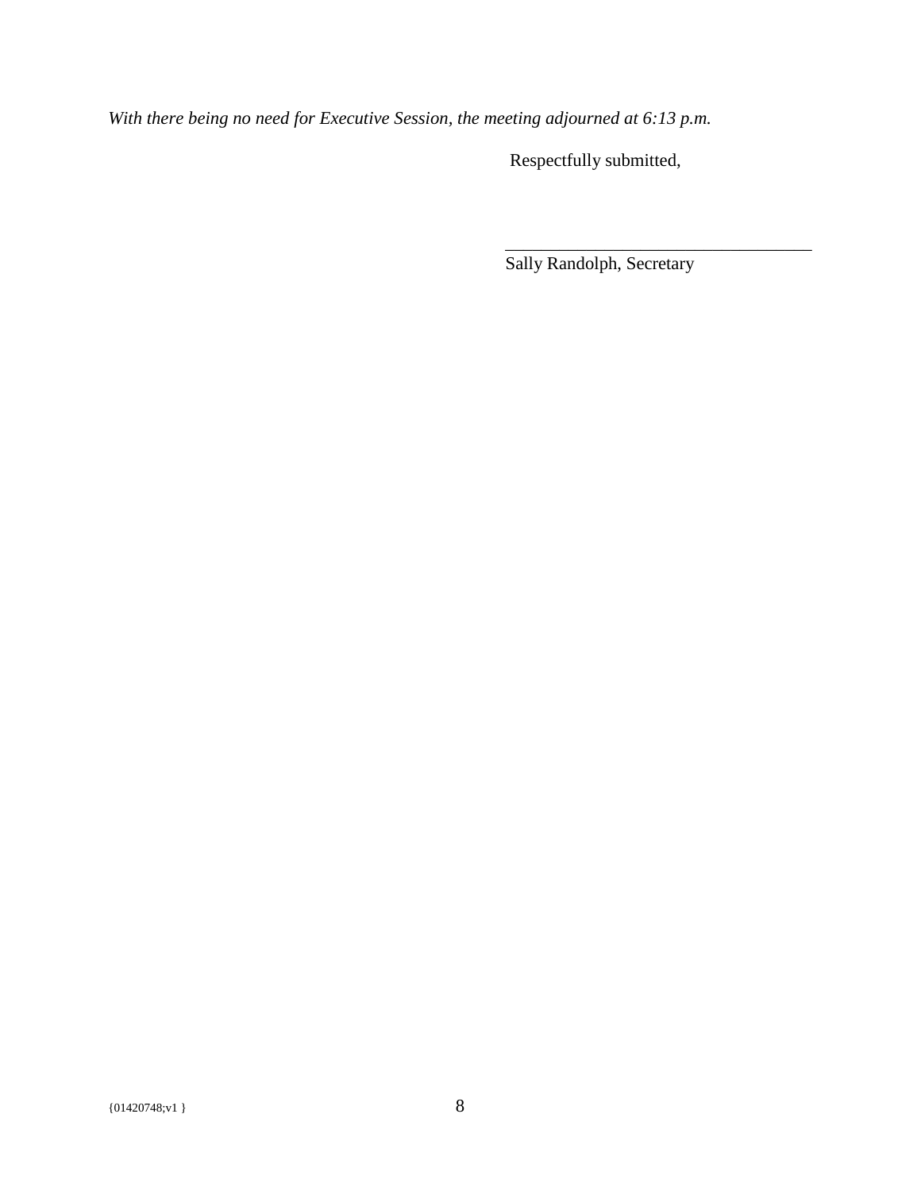*With there being no need for Executive Session, the meeting adjourned at 6:13 p.m.*

Respectfully submitted,

\_\_\_\_\_\_\_\_\_\_\_\_\_\_\_\_\_\_\_\_\_\_\_\_\_\_\_\_\_\_\_\_\_\_\_

Sally Randolph, Secretary

{01420748;v1 }